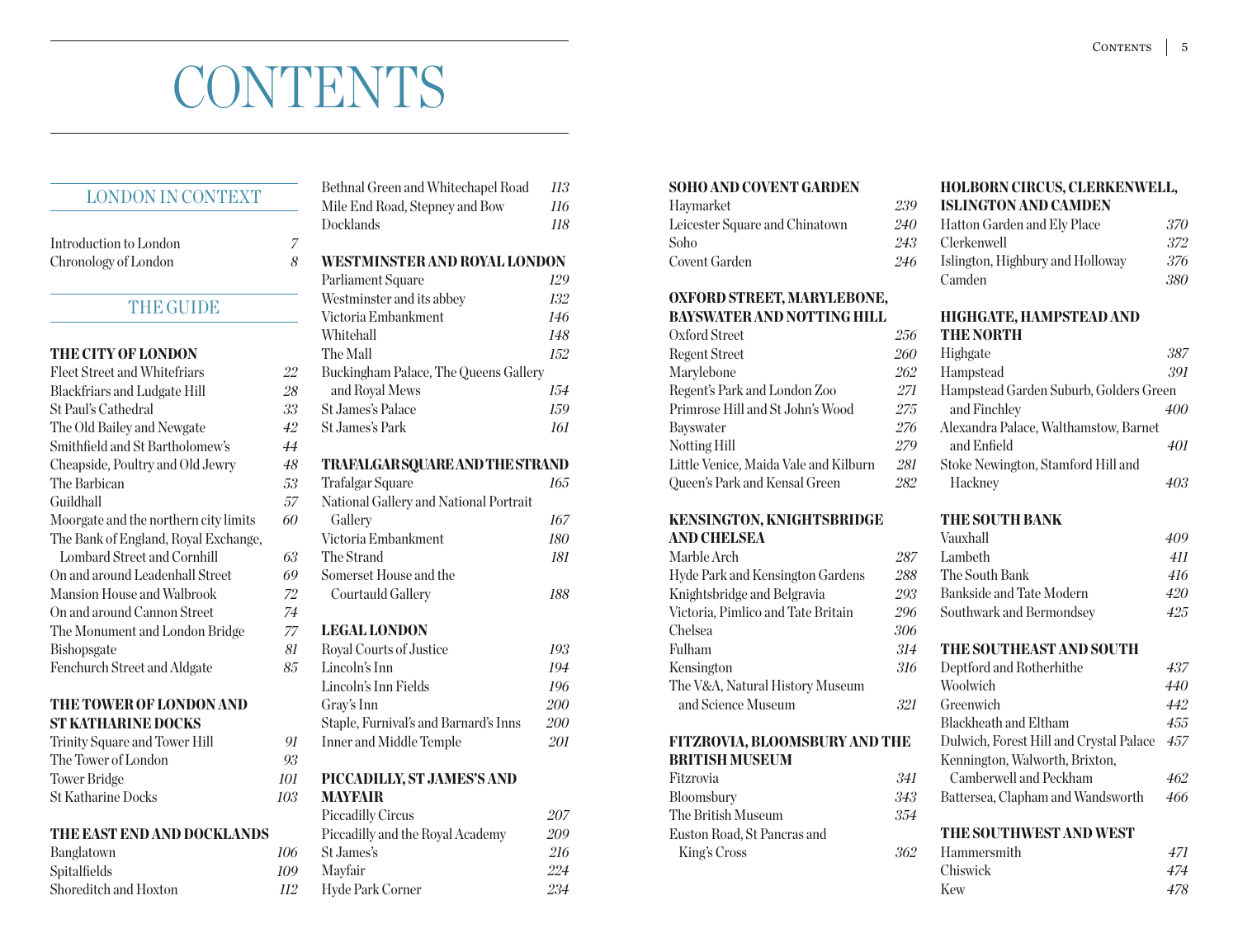# CONTENTS

## LONDON IN CONTEXT

Introduction to London *7*
Chronology of London *8*

## THE GUIDE

### THE CITY OF LONDON

Fleet Street and Whitefriars *22*
Blackfriars and Ludgate Hill *28*
St Paul's Cathedral *33*
The Old Bailey and Newgate *42*
Smithfield and St Bartholomew's *44*
Cheapside, Poultry and Old Jewry *48*
The Barbican *53*
Guildhall *57*
Moorgate and the northern city limits *60*
The Bank of England, Royal Exchange, Lombard Street and Cornhill *63*
On and around Leadenhall Street *69*
Mansion House and Walbrook *72*
On and around Cannon Street *74*
The Monument and London Bridge *77*
Bishopsgate *81*
Fenchurch Street and Aldgate *85*

### THE TOWER OF LONDON AND ST KATHARINE DOCKS

Trinity Square and Tower Hill *91*
The Tower of London *93*
Tower Bridge *101*
St Katharine Docks *103*

### THE EAST END AND DOCKLANDS

Banglatown *106*
Spitalfields *109*
Shoreditch and Hoxton *112*
Bethnal Green and Whitechapel Road *113*
Mile End Road, Stepney and Bow *116*
Docklands *118*

### WESTMINSTER AND ROYAL LONDON

Parliament Square *129*
Westminster and its abbey *132*
Victoria Embankment *146*
Whitehall *148*
The Mall *152*
Buckingham Palace, The Queens Gallery and Royal Mews *154*
St James's Palace *159*
St James's Park *161*

### TRAFALGAR SQUARE AND THE STRAND

Trafalgar Square *165*
National Gallery and National Portrait Gallery *167*
Victoria Embankment *180*
The Strand *181*
Somerset House and the Courtauld Gallery *188*

### LEGAL LONDON

Royal Courts of Justice *193*
Lincoln's Inn *194*
Lincoln's Inn Fields *196*
Gray's Inn *200*
Staple, Furnival's and Barnard's Inns *200*
Inner and Middle Temple *201*

### PICCADILLY, ST JAMES'S AND MAYFAIR

Piccadilly Circus *207*
Piccadilly and the Royal Academy *209*
St James's *216*
Mayfair *224*
Hyde Park Corner *234*

### SOHO AND COVENT GARDEN

Haymarket *239*
Leicester Square and Chinatown *240*
Soho *243*
Covent Garden *246*

### OXFORD STREET, MARYLEBONE, BAYSWATER AND NOTTING HILL

Oxford Street *256*
Regent Street *260*
Marylebone *262*
Regent's Park and London Zoo *271*
Primrose Hill and St John's Wood *275*
Bayswater *276*
Notting Hill *279*
Little Venice, Maida Vale and Kilburn *281*
Queen's Park and Kensal Green *282*

### KENSINGTON, KNIGHTSBRIDGE AND CHELSEA

Marble Arch *287*
Hyde Park and Kensington Gardens *288*
Knightsbridge and Belgravia *293*
Victoria, Pimlico and Tate Britain *296*
Chelsea *306*
Fulham *314*
Kensington *316*
The V&A, Natural History Museum and Science Museum *321*

### FITZROVIA, BLOOMSBURY AND THE BRITISH MUSEUM

Fitzrovia *341*
Bloomsbury *343*
The British Museum *354*
Euston Road, St Pancras and King's Cross *362*

### HOLBORN CIRCUS, CLERKENWELL, ISLINGTON AND CAMDEN

Hatton Garden and Ely Place *370*
Clerkenwell *372*
Islington, Highbury and Holloway *376*
Camden *380*

### HIGHGATE, HAMPSTEAD AND THE NORTH

Highgate *387*
Hampstead *391*
Hampstead Garden Suburb, Golders Green and Finchley *400*
Alexandra Palace, Walthamstow, Barnet and Enfield *401*
Stoke Newington, Stamford Hill and Hackney *403*

### THE SOUTH BANK

Vauxhall *409*
Lambeth *411*
The South Bank *416*
Bankside and Tate Modern *420*
Southwark and Bermondsey *425*

### THE SOUTHEAST AND SOUTH

Deptford and Rotherhithe *437*
Woolwich *440*
Greenwich *442*
Blackheath and Eltham *455*
Dulwich, Forest Hill and Crystal Palace *457*
Kennington, Walworth, Brixton, Camberwell and Peckham *462*
Battersea, Clapham and Wandsworth *466*

### THE SOUTHWEST AND WEST

Hammersmith *471*
Chiswick *474*
Kew *478*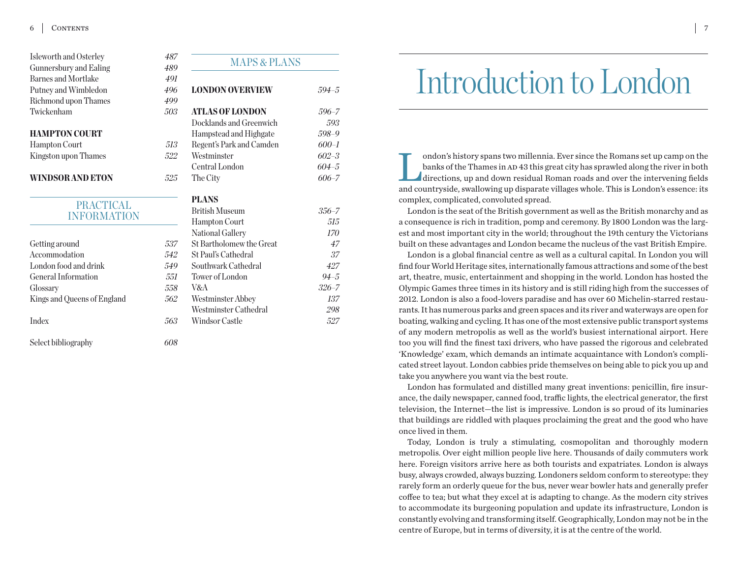| | |
|---|---|
| Isleworth and Osterley | *487* |
| Gunnersbury and Ealing | *489* |
| Barnes and Mortlake | *491* |
| Putney and Wimbledon | *496* |
| Richmond upon Thames | *499* |
| Twickenham | *503* |
| **HAMPTON COURT** | |
| Hampton Court | *513* |
| Kingston upon Thames | *522* |
| **WINDSOR AND ETON** | *525* |

## PRACTICAL INFORMATION

| | |
|---|---|
| Getting around | *537* |
| Accommodation | *542* |
| London food and drink | *549* |
| General Information | *551* |
| Glossary | *558* |
| Kings and Queens of England | *562* |
| Index | *563* |
| Select bibliography | *608* |

## MAPS & PLANS

| | |
|---|---|
| **LONDON OVERVIEW** | *594–5* |
| **ATLAS OF LONDON** | *596–7* |
| Docklands and Greenwich | *593* |
| Hampstead and Highgate | *598–9* |
| Regent's Park and Camden | *600–1* |
| Westminster | *602–3* |
| Central London | *604–5* |
| The City | *606–7* |
| **PLANS** | |
| British Museum | *356–7* |
| Hampton Court | *515* |
| National Gallery | *170* |
| St Bartholomew the Great | *47* |
| St Paul's Cathedral | *37* |
| Southwark Cathedral | *427* |
| Tower of London | *94–5* |
| V&A | *326–7* |
| Westminster Abbey | *137* |
| Westminster Cathedral | *298* |
| Windsor Castle | *527* |

# Introduction to London

London's history spans two millennia. Ever since the Romans set up camp on the banks of the Thames in AD 43 this great city has sprawled along the river in both directions, up and down residual Roman roads and over the intervening fields and countryside, swallowing up disparate villages whole. This is London's essence: its complex, complicated, convoluted spread.

London is the seat of the British government as well as the British monarchy and as a consequence is rich in tradition, pomp and ceremony. By 1800 London was the largest and most important city in the world; throughout the 19th century the Victorians built on these advantages and London became the nucleus of the vast British Empire.

London is a global financial centre as well as a cultural capital. In London you will find four World Heritage sites, internationally famous attractions and some of the best art, theatre, music, entertainment and shopping in the world. London has hosted the Olympic Games three times in its history and is still riding high from the successes of 2012. London is also a food-lovers paradise and has over 60 Michelin-starred restaurants. It has numerous parks and green spaces and its river and waterways are open for boating, walking and cycling. It has one of the most extensive public transport systems of any modern metropolis as well as the world's busiest international airport. Here too you will find the finest taxi drivers, who have passed the rigorous and celebrated 'Knowledge' exam, which demands an intimate acquaintance with London's complicated street layout. London cabbies pride themselves on being able to pick you up and take you anywhere you want via the best route.

London has formulated and distilled many great inventions: penicillin, fire insurance, the daily newspaper, canned food, traffic lights, the electrical generator, the first television, the Internet—the list is impressive. London is so proud of its luminaries that buildings are riddled with plaques proclaiming the great and the good who have once lived in them.

Today, London is truly a stimulating, cosmopolitan and thoroughly modern metropolis. Over eight million people live here. Thousands of daily commuters work here. Foreign visitors arrive here as both tourists and expatriates. London is always busy, always crowded, always buzzing. Londoners seldom conform to stereotype: they rarely form an orderly queue for the bus, never wear bowler hats and generally prefer coffee to tea; but what they excel at is adapting to change. As the modern city strives to accommodate its burgeoning population and update its infrastructure, London is constantly evolving and transforming itself. Geographically, London may not be in the centre of Europe, but in terms of diversity, it is at the centre of the world.